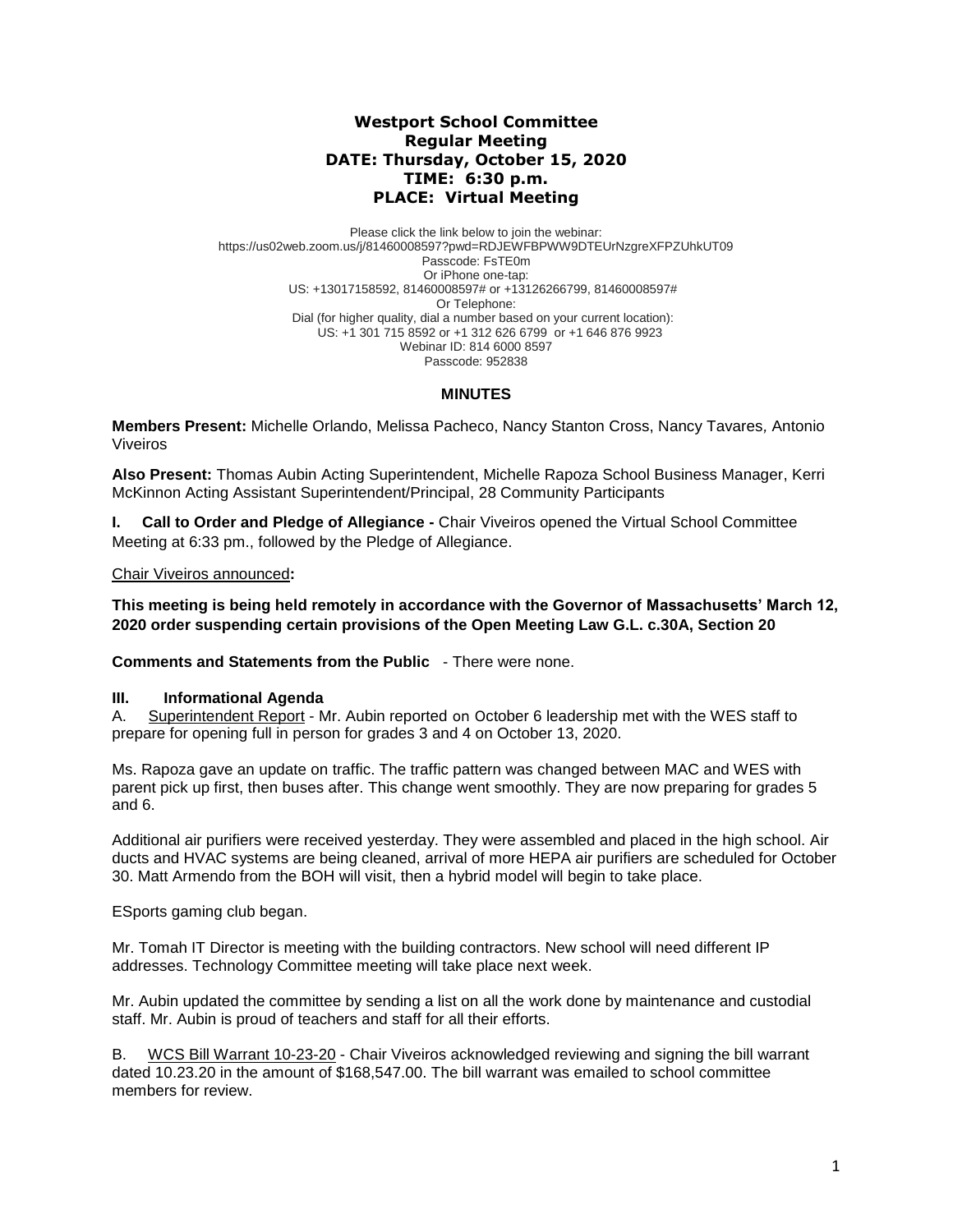# Westport School Committee
## Regular Meeting
## DATE: Thursday, October 15, 2020
## TIME: 6:30 p.m.
## PLACE: Virtual Meeting

Please click the link below to join the webinar:
https://us02web.zoom.us/j/81460008597?pwd=RDJEWFBPWW9DTEUrNzgreXFPZUhkUT09
Passcode: FsTE0m
Or iPhone one-tap:
US: +13017158592, 81460008597# or +13126266799, 81460008597#
Or Telephone:
Dial (for higher quality, dial a number based on your current location):
US: +1 301 715 8592 or +1 312 626 6799 or +1 646 876 9923
Webinar ID: 814 6000 8597
Passcode: 952838

### MINUTES

**Members Present:** Michelle Orlando, Melissa Pacheco, Nancy Stanton Cross, Nancy Tavares, Antonio Viveiros

**Also Present:** Thomas Aubin Acting Superintendent, Michelle Rapoza School Business Manager, Kerri McKinnon Acting Assistant Superintendent/Principal, 28 Community Participants

**I. Call to Order and Pledge of Allegiance -** Chair Viveiros opened the Virtual School Committee Meeting at 6:33 pm., followed by the Pledge of Allegiance.

Chair Viveiros announced**:**

**This meeting is being held remotely in accordance with the Governor of Massachusetts' March 12, 2020 order suspending certain provisions of the Open Meeting Law G.L. c.30A, Section 20**

**Comments and Statements from the Public** - There were none.

**III. Informational Agenda**

A. Superintendent Report - Mr. Aubin reported on October 6 leadership met with the WES staff to prepare for opening full in person for grades 3 and 4 on October 13, 2020.

Ms. Rapoza gave an update on traffic. The traffic pattern was changed between MAC and WES with parent pick up first, then buses after. This change went smoothly. They are now preparing for grades 5 and 6.

Additional air purifiers were received yesterday. They were assembled and placed in the high school. Air ducts and HVAC systems are being cleaned, arrival of more HEPA air purifiers are scheduled for October 30. Matt Armendo from the BOH will visit, then a hybrid model will begin to take place.

ESports gaming club began.

Mr. Tomah IT Director is meeting with the building contractors. New school will need different IP addresses. Technology Committee meeting will take place next week.

Mr. Aubin updated the committee by sending a list on all the work done by maintenance and custodial staff. Mr. Aubin is proud of teachers and staff for all their efforts.

B. WCS Bill Warrant 10-23-20 - Chair Viveiros acknowledged reviewing and signing the bill warrant dated 10.23.20 in the amount of $168,547.00. The bill warrant was emailed to school committee members for review.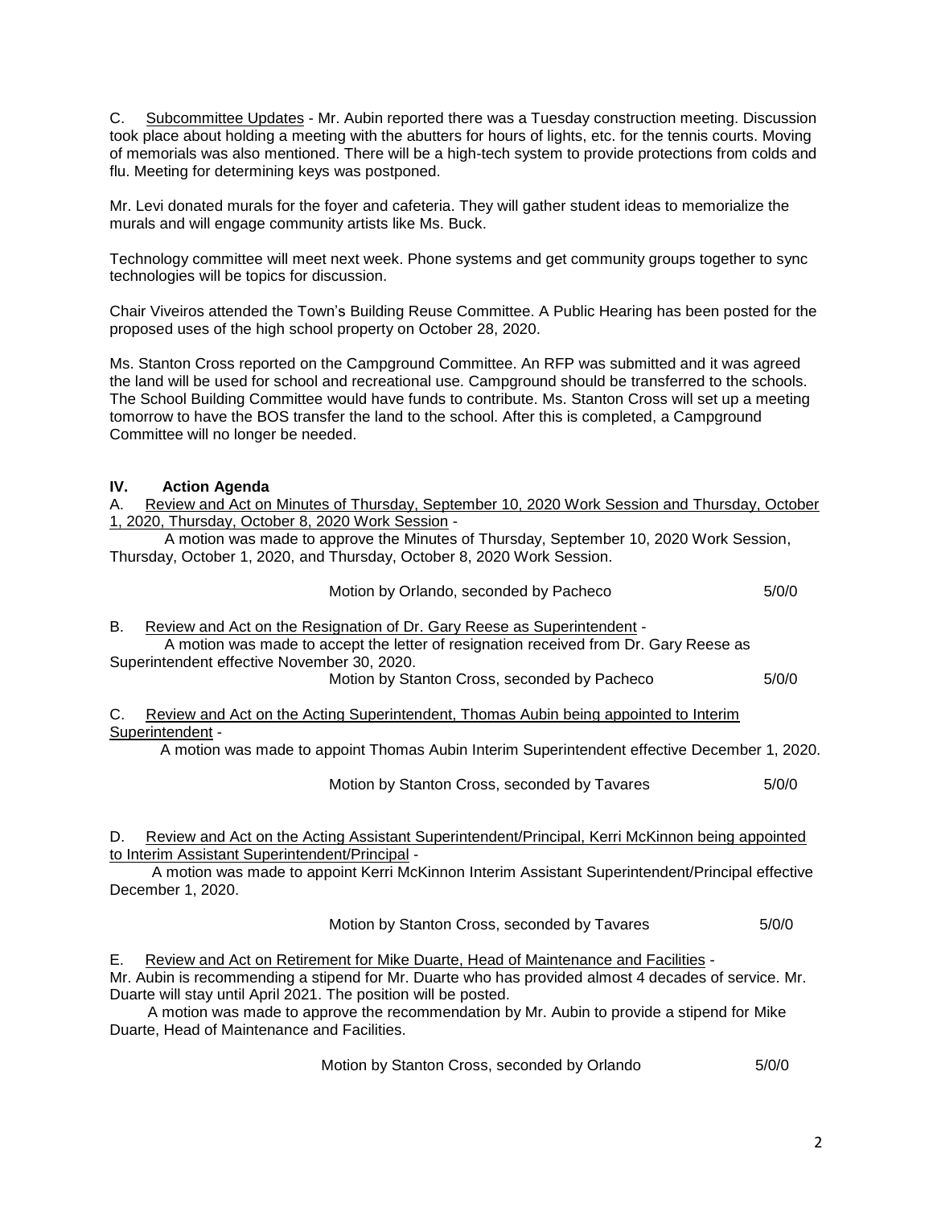C. <u>Subcommittee Updates</u> - Mr. Aubin reported there was a Tuesday construction meeting. Discussion took place about holding a meeting with the abutters for hours of lights, etc. for the tennis courts. Moving of memorials was also mentioned. There will be a high-tech system to provide protections from colds and flu. Meeting for determining keys was postponed.

Mr. Levi donated murals for the foyer and cafeteria. They will gather student ideas to memorialize the murals and will engage community artists like Ms. Buck.

Technology committee will meet next week. Phone systems and get community groups together to sync technologies will be topics for discussion.

Chair Viveiros attended the Town's Building Reuse Committee. A Public Hearing has been posted for the proposed uses of the high school property on October 28, 2020.

Ms. Stanton Cross reported on the Campground Committee. An RFP was submitted and it was agreed the land will be used for school and recreational use. Campground should be transferred to the schools. The School Building Committee would have funds to contribute. Ms. Stanton Cross will set up a meeting tomorrow to have the BOS transfer the land to the school. After this is completed, a Campground Committee will no longer be needed.

## IV. Action Agenda

A. <u>Review and Act on Minutes of Thursday, September 10, 2020 Work Session and Thursday, October 1, 2020, Thursday, October 8, 2020 Work Session</u> -

A motion was made to approve the Minutes of Thursday, September 10, 2020 Work Session, Thursday, October 1, 2020, and Thursday, October 8, 2020 Work Session.

Motion by Orlando, seconded by Pacheco 5/0/0

B. <u>Review and Act on the Resignation of Dr. Gary Reese as Superintendent</u> -

A motion was made to accept the letter of resignation received from Dr. Gary Reese as Superintendent effective November 30, 2020.

Motion by Stanton Cross, seconded by Pacheco 5/0/0

C. <u>Review and Act on the Acting Superintendent, Thomas Aubin being appointed to Interim Superintendent</u> -

A motion was made to appoint Thomas Aubin Interim Superintendent effective December 1, 2020.

Motion by Stanton Cross, seconded by Tavares 5/0/0

D. <u>Review and Act on the Acting Assistant Superintendent/Principal, Kerri McKinnon being appointed to Interim Assistant Superintendent/Principal</u> -

A motion was made to appoint Kerri McKinnon Interim Assistant Superintendent/Principal effective December 1, 2020.

Motion by Stanton Cross, seconded by Tavares 5/0/0

E. <u>Review and Act on Retirement for Mike Duarte, Head of Maintenance and Facilities</u> -
Mr. Aubin is recommending a stipend for Mr. Duarte who has provided almost 4 decades of service. Mr. Duarte will stay until April 2021. The position will be posted.

A motion was made to approve the recommendation by Mr. Aubin to provide a stipend for Mike Duarte, Head of Maintenance and Facilities.

Motion by Stanton Cross, seconded by Orlando 5/0/0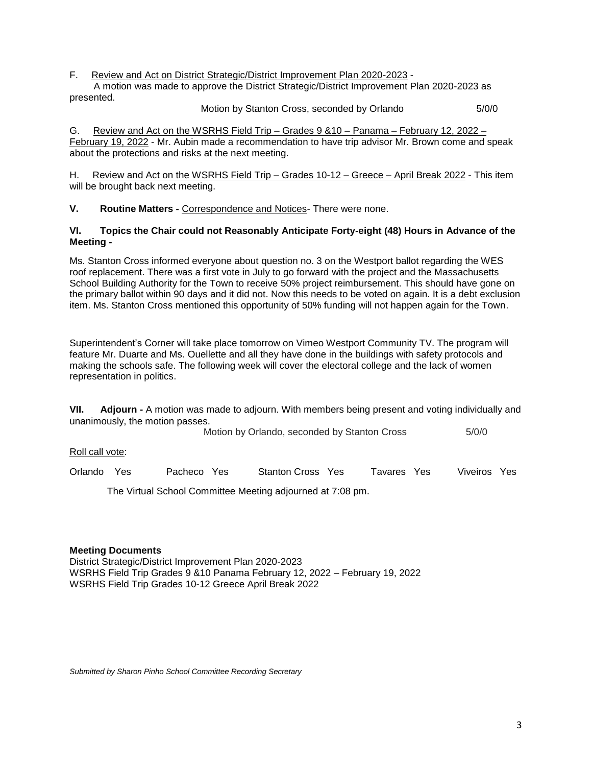F. Review and Act on District Strategic/District Improvement Plan 2020-2023 -
A motion was made to approve the District Strategic/District Improvement Plan 2020-2023 as presented.

Motion by Stanton Cross, seconded by Orlando 5/0/0

G. Review and Act on the WSRHS Field Trip – Grades 9 &10 – Panama – February 12, 2022 – February 19, 2022 - Mr. Aubin made a recommendation to have trip advisor Mr. Brown come and speak about the protections and risks at the next meeting.

H. Review and Act on the WSRHS Field Trip – Grades 10-12 – Greece – April Break 2022 - This item will be brought back next meeting.

**V. Routine Matters -** Correspondence and Notices- There were none.

**VI. Topics the Chair could not Reasonably Anticipate Forty-eight (48) Hours in Advance of the Meeting -**

Ms. Stanton Cross informed everyone about question no. 3 on the Westport ballot regarding the WES roof replacement. There was a first vote in July to go forward with the project and the Massachusetts School Building Authority for the Town to receive 50% project reimbursement. This should have gone on the primary ballot within 90 days and it did not. Now this needs to be voted on again. It is a debt exclusion item. Ms. Stanton Cross mentioned this opportunity of 50% funding will not happen again for the Town.

Superintendent's Corner will take place tomorrow on Vimeo Westport Community TV. The program will feature Mr. Duarte and Ms. Ouellette and all they have done in the buildings with safety protocols and making the schools safe. The following week will cover the electoral college and the lack of women representation in politics.

**VII. Adjourn -** A motion was made to adjourn. With members being present and voting individually and unanimously, the motion passes.

Motion by Orlando, seconded by Stanton Cross 5/0/0

Roll call vote:

Orlando Yes Pacheco Yes Stanton Cross Yes Tavares Yes Viveiros Yes

The Virtual School Committee Meeting adjourned at 7:08 pm.

**Meeting Documents**
District Strategic/District Improvement Plan 2020-2023
WSRHS Field Trip Grades 9 &10 Panama February 12, 2022 – February 19, 2022
WSRHS Field Trip Grades 10-12 Greece April Break 2022

*Submitted by Sharon Pinho School Committee Recording Secretary*